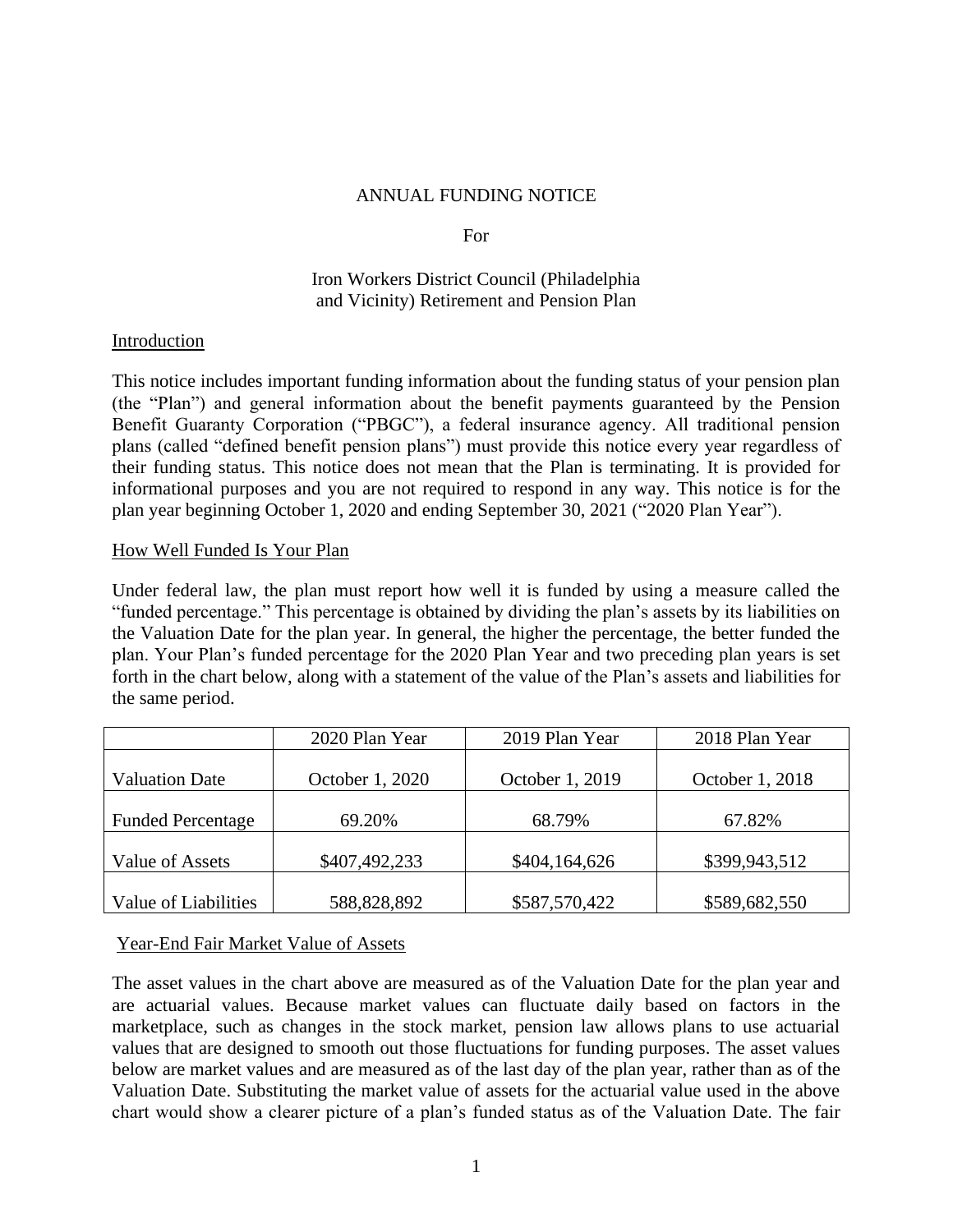# ANNUAL FUNDING NOTICE

For

Iron Workers District Council (Philadelphia and Vicinity) Retirement and Pension Plan

## Introduction

This notice includes important funding information about the funding status of your pension plan (the "Plan") and general information about the benefit payments guaranteed by the Pension Benefit Guaranty Corporation ("PBGC"), a federal insurance agency. All traditional pension plans (called "defined benefit pension plans") must provide this notice every year regardless of their funding status. This notice does not mean that the Plan is terminating. It is provided for informational purposes and you are not required to respond in any way. This notice is for the plan year beginning October 1, 2020 and ending September 30, 2021 ("2020 Plan Year").

## How Well Funded Is Your Plan

Under federal law, the plan must report how well it is funded by using a measure called the "funded percentage." This percentage is obtained by dividing the plan's assets by its liabilities on the Valuation Date for the plan year. In general, the higher the percentage, the better funded the plan. Your Plan's funded percentage for the 2020 Plan Year and two preceding plan years is set forth in the chart below, along with a statement of the value of the Plan's assets and liabilities for the same period.

| | 2020 Plan Year | 2019 Plan Year | 2018 Plan Year |
|---|---|---|---|
| Valuation Date | October 1, 2020 | October 1, 2019 | October 1, 2018 |
| Funded Percentage | 69.20% | 68.79% | 67.82% |
| Value of Assets | $407,492,233 | $404,164,626 | $399,943,512 |
| Value of Liabilities | 588,828,892 | $587,570,422 | $589,682,550 |

## Year-End Fair Market Value of Assets

The asset values in the chart above are measured as of the Valuation Date for the plan year and are actuarial values. Because market values can fluctuate daily based on factors in the marketplace, such as changes in the stock market, pension law allows plans to use actuarial values that are designed to smooth out those fluctuations for funding purposes. The asset values below are market values and are measured as of the last day of the plan year, rather than as of the Valuation Date. Substituting the market value of assets for the actuarial value used in the above chart would show a clearer picture of a plan's funded status as of the Valuation Date. The fair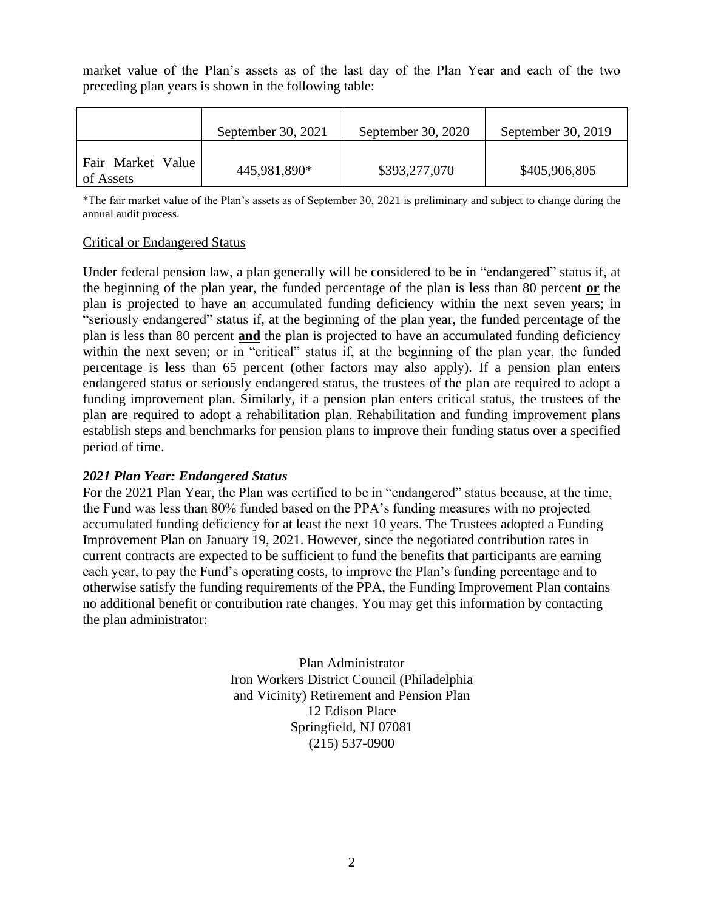market value of the Plan's assets as of the last day of the Plan Year and each of the two preceding plan years is shown in the following table:

| | September 30, 2021 | September 30, 2020 | September 30, 2019 |
|---|---|---|---|
| Fair Market Value of Assets | 445,981,890* | $393,277,070 | $405,906,805 |

*The fair market value of the Plan's assets as of September 30, 2021 is preliminary and subject to change during the annual audit process.

## Critical or Endangered Status

Under federal pension law, a plan generally will be considered to be in "endangered" status if, at the beginning of the plan year, the funded percentage of the plan is less than 80 percent **or** the plan is projected to have an accumulated funding deficiency within the next seven years; in "seriously endangered" status if, at the beginning of the plan year, the funded percentage of the plan is less than 80 percent **and** the plan is projected to have an accumulated funding deficiency within the next seven; or in "critical" status if, at the beginning of the plan year, the funded percentage is less than 65 percent (other factors may also apply). If a pension plan enters endangered status or seriously endangered status, the trustees of the plan are required to adopt a funding improvement plan. Similarly, if a pension plan enters critical status, the trustees of the plan are required to adopt a rehabilitation plan. Rehabilitation and funding improvement plans establish steps and benchmarks for pension plans to improve their funding status over a specified period of time.

### *2021 Plan Year: Endangered Status*

For the 2021 Plan Year, the Plan was certified to be in "endangered" status because, at the time, the Fund was less than 80% funded based on the PPA's funding measures with no projected accumulated funding deficiency for at least the next 10 years. The Trustees adopted a Funding Improvement Plan on January 19, 2021. However, since the negotiated contribution rates in current contracts are expected to be sufficient to fund the benefits that participants are earning each year, to pay the Fund's operating costs, to improve the Plan's funding percentage and to otherwise satisfy the funding requirements of the PPA, the Funding Improvement Plan contains no additional benefit or contribution rate changes. You may get this information by contacting the plan administrator:

Plan Administrator
Iron Workers District Council (Philadelphia and Vicinity) Retirement and Pension Plan
12 Edison Place
Springfield, NJ 07081
(215) 537-0900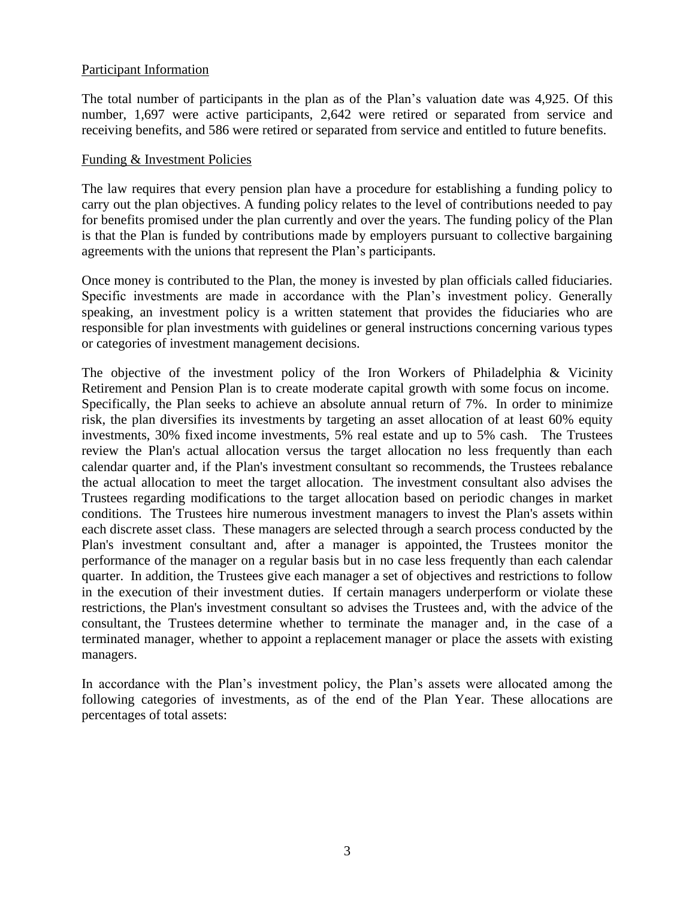## Participant Information

The total number of participants in the plan as of the Plan's valuation date was 4,925. Of this number, 1,697 were active participants, 2,642 were retired or separated from service and receiving benefits, and 586 were retired or separated from service and entitled to future benefits.

## Funding & Investment Policies

The law requires that every pension plan have a procedure for establishing a funding policy to carry out the plan objectives. A funding policy relates to the level of contributions needed to pay for benefits promised under the plan currently and over the years. The funding policy of the Plan is that the Plan is funded by contributions made by employers pursuant to collective bargaining agreements with the unions that represent the Plan's participants.

Once money is contributed to the Plan, the money is invested by plan officials called fiduciaries. Specific investments are made in accordance with the Plan's investment policy. Generally speaking, an investment policy is a written statement that provides the fiduciaries who are responsible for plan investments with guidelines or general instructions concerning various types or categories of investment management decisions.

The objective of the investment policy of the Iron Workers of Philadelphia & Vicinity Retirement and Pension Plan is to create moderate capital growth with some focus on income. Specifically, the Plan seeks to achieve an absolute annual return of 7%. In order to minimize risk, the plan diversifies its investments by targeting an asset allocation of at least 60% equity investments, 30% fixed income investments, 5% real estate and up to 5% cash. The Trustees review the Plan's actual allocation versus the target allocation no less frequently than each calendar quarter and, if the Plan's investment consultant so recommends, the Trustees rebalance the actual allocation to meet the target allocation. The investment consultant also advises the Trustees regarding modifications to the target allocation based on periodic changes in market conditions. The Trustees hire numerous investment managers to invest the Plan's assets within each discrete asset class. These managers are selected through a search process conducted by the Plan's investment consultant and, after a manager is appointed, the Trustees monitor the performance of the manager on a regular basis but in no case less frequently than each calendar quarter. In addition, the Trustees give each manager a set of objectives and restrictions to follow in the execution of their investment duties. If certain managers underperform or violate these restrictions, the Plan's investment consultant so advises the Trustees and, with the advice of the consultant, the Trustees determine whether to terminate the manager and, in the case of a terminated manager, whether to appoint a replacement manager or place the assets with existing managers.

In accordance with the Plan's investment policy, the Plan's assets were allocated among the following categories of investments, as of the end of the Plan Year. These allocations are percentages of total assets: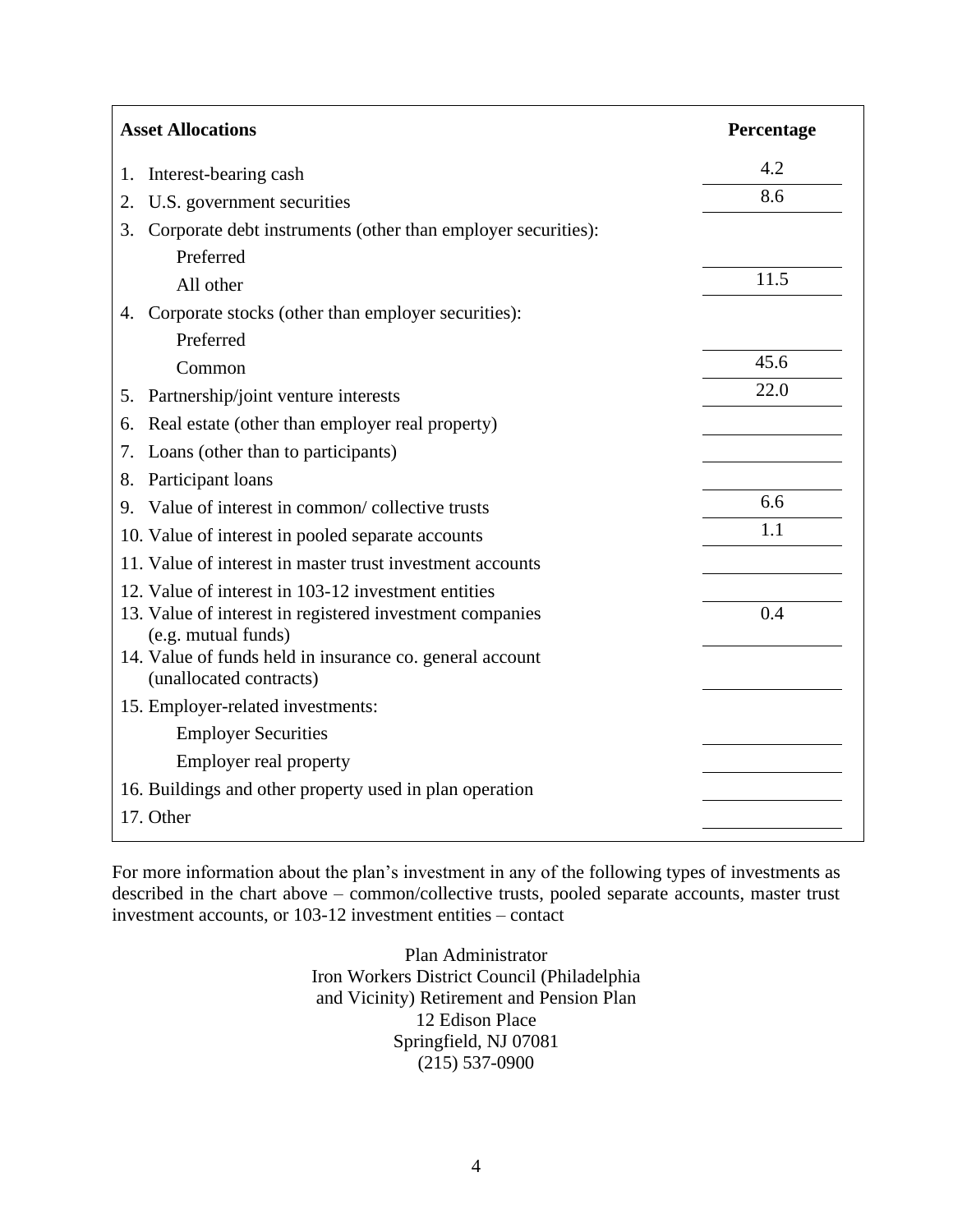| Asset Allocations | Percentage |
|---|---|
| 1. Interest-bearing cash | 4.2 |
| 2. U.S. government securities | 8.6 |
| 3. Corporate debt instruments (other than employer securities): | |
| Preferred | |
| All other | 11.5 |
| 4. Corporate stocks (other than employer securities): | |
| Preferred | |
| Common | 45.6 |
| 5. Partnership/joint venture interests | 22.0 |
| 6. Real estate (other than employer real property) | |
| 7. Loans (other than to participants) | |
| 8. Participant loans | |
| 9. Value of interest in common/ collective trusts | 6.6 |
| 10. Value of interest in pooled separate accounts | 1.1 |
| 11. Value of interest in master trust investment accounts | |
| 12. Value of interest in 103-12 investment entities | |
| 13. Value of interest in registered investment companies (e.g. mutual funds) | 0.4 |
| 14. Value of funds held in insurance co. general account (unallocated contracts) | |
| 15. Employer-related investments: | |
| Employer Securities | |
| Employer real property | |
| 16. Buildings and other property used in plan operation | |
| 17. Other | |

For more information about the plan's investment in any of the following types of investments as described in the chart above – common/collective trusts, pooled separate accounts, master trust investment accounts, or 103-12 investment entities – contact

Plan Administrator
Iron Workers District Council (Philadelphia and Vicinity) Retirement and Pension Plan
12 Edison Place
Springfield, NJ 07081
(215) 537-0900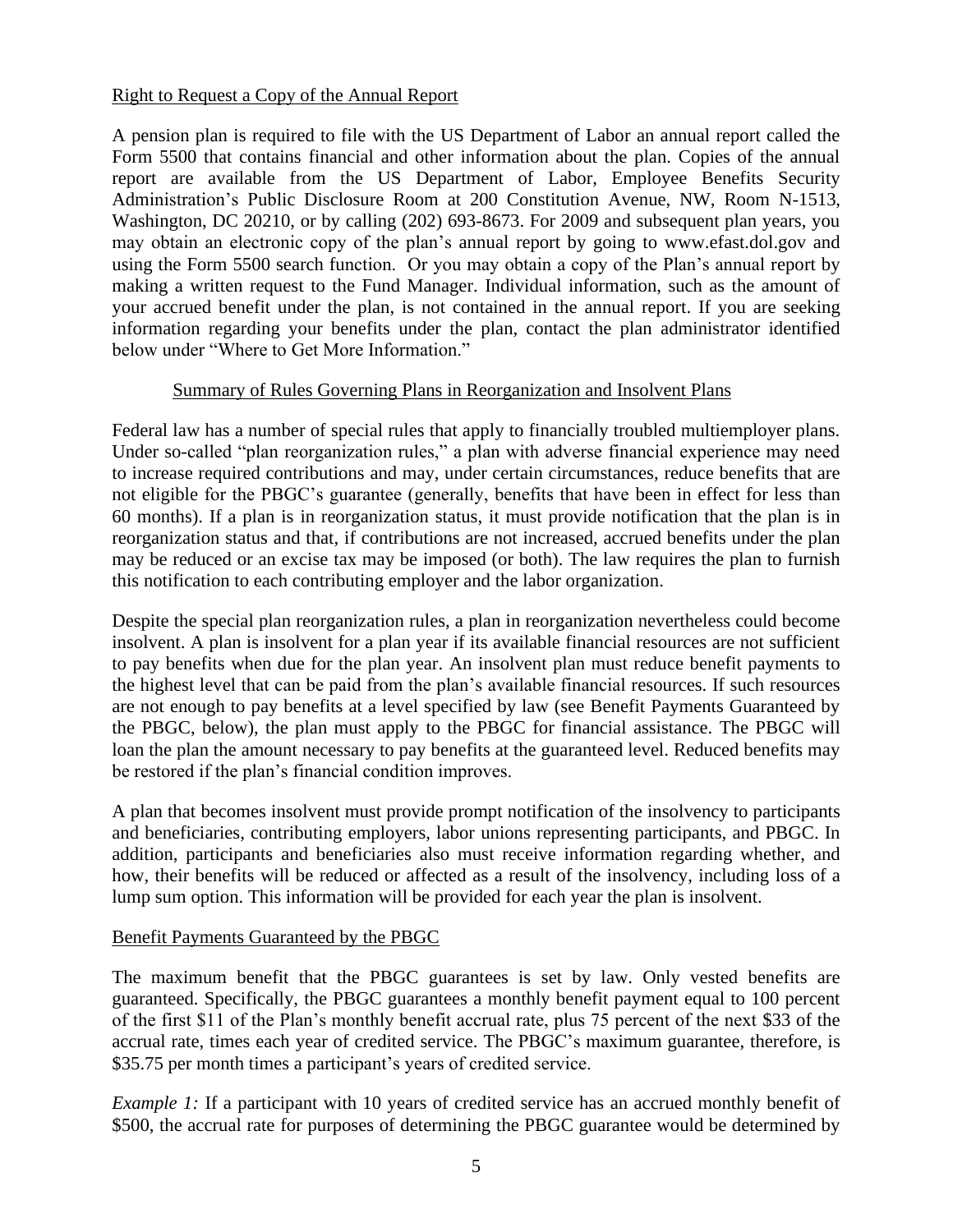## Right to Request a Copy of the Annual Report

A pension plan is required to file with the US Department of Labor an annual report called the Form 5500 that contains financial and other information about the plan. Copies of the annual report are available from the US Department of Labor, Employee Benefits Security Administration's Public Disclosure Room at 200 Constitution Avenue, NW, Room N-1513, Washington, DC 20210, or by calling (202) 693-8673. For 2009 and subsequent plan years, you may obtain an electronic copy of the plan's annual report by going to www.efast.dol.gov and using the Form 5500 search function. Or you may obtain a copy of the Plan's annual report by making a written request to the Fund Manager. Individual information, such as the amount of your accrued benefit under the plan, is not contained in the annual report. If you are seeking information regarding your benefits under the plan, contact the plan administrator identified below under "Where to Get More Information."

## Summary of Rules Governing Plans in Reorganization and Insolvent Plans

Federal law has a number of special rules that apply to financially troubled multiemployer plans. Under so-called "plan reorganization rules," a plan with adverse financial experience may need to increase required contributions and may, under certain circumstances, reduce benefits that are not eligible for the PBGC's guarantee (generally, benefits that have been in effect for less than 60 months). If a plan is in reorganization status, it must provide notification that the plan is in reorganization status and that, if contributions are not increased, accrued benefits under the plan may be reduced or an excise tax may be imposed (or both). The law requires the plan to furnish this notification to each contributing employer and the labor organization.

Despite the special plan reorganization rules, a plan in reorganization nevertheless could become insolvent. A plan is insolvent for a plan year if its available financial resources are not sufficient to pay benefits when due for the plan year. An insolvent plan must reduce benefit payments to the highest level that can be paid from the plan's available financial resources. If such resources are not enough to pay benefits at a level specified by law (see Benefit Payments Guaranteed by the PBGC, below), the plan must apply to the PBGC for financial assistance. The PBGC will loan the plan the amount necessary to pay benefits at the guaranteed level. Reduced benefits may be restored if the plan's financial condition improves.

A plan that becomes insolvent must provide prompt notification of the insolvency to participants and beneficiaries, contributing employers, labor unions representing participants, and PBGC. In addition, participants and beneficiaries also must receive information regarding whether, and how, their benefits will be reduced or affected as a result of the insolvency, including loss of a lump sum option. This information will be provided for each year the plan is insolvent.

## Benefit Payments Guaranteed by the PBGC

The maximum benefit that the PBGC guarantees is set by law. Only vested benefits are guaranteed. Specifically, the PBGC guarantees a monthly benefit payment equal to 100 percent of the first $11 of the Plan's monthly benefit accrual rate, plus 75 percent of the next $33 of the accrual rate, times each year of credited service. The PBGC's maximum guarantee, therefore, is $35.75 per month times a participant's years of credited service.

*Example 1:* If a participant with 10 years of credited service has an accrued monthly benefit of $500, the accrual rate for purposes of determining the PBGC guarantee would be determined by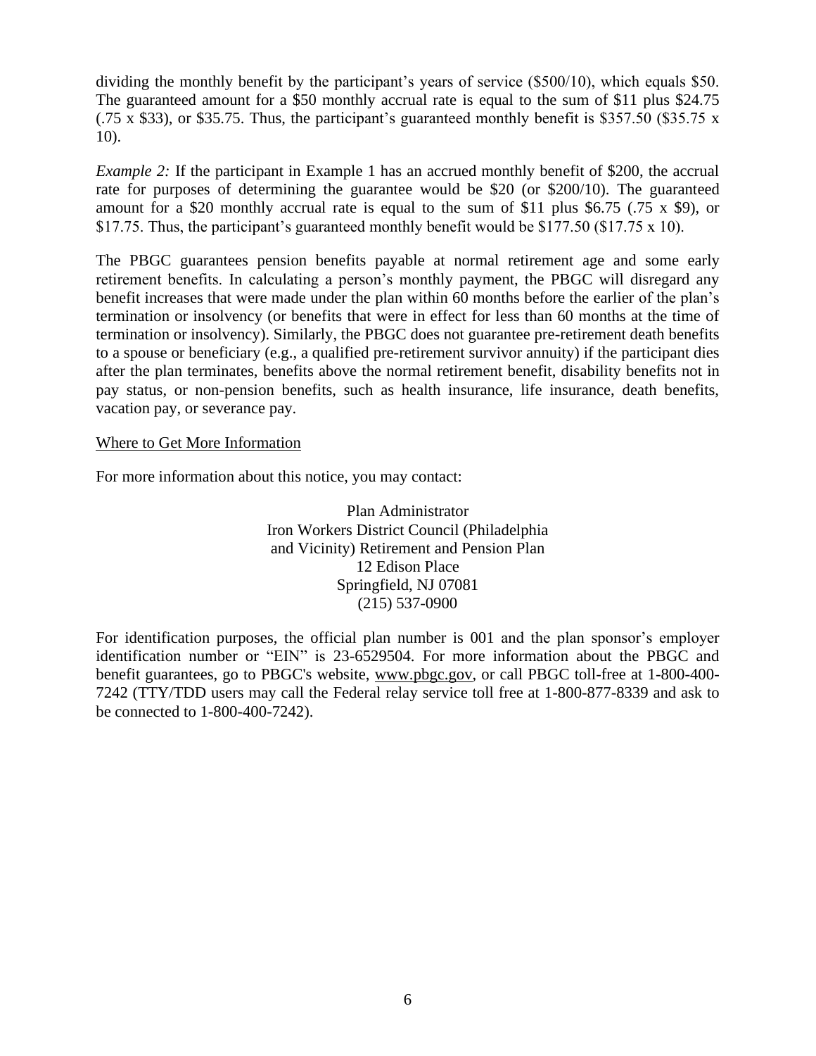dividing the monthly benefit by the participant's years of service ($500/10), which equals $50. The guaranteed amount for a $50 monthly accrual rate is equal to the sum of $11 plus $24.75 (.75 x $33), or $35.75. Thus, the participant's guaranteed monthly benefit is $357.50 ($35.75 x 10).

*Example 2:* If the participant in Example 1 has an accrued monthly benefit of $200, the accrual rate for purposes of determining the guarantee would be $20 (or $200/10). The guaranteed amount for a $20 monthly accrual rate is equal to the sum of $11 plus $6.75 (.75 x $9), or $17.75. Thus, the participant's guaranteed monthly benefit would be $177.50 ($17.75 x 10).

The PBGC guarantees pension benefits payable at normal retirement age and some early retirement benefits. In calculating a person's monthly payment, the PBGC will disregard any benefit increases that were made under the plan within 60 months before the earlier of the plan's termination or insolvency (or benefits that were in effect for less than 60 months at the time of termination or insolvency). Similarly, the PBGC does not guarantee pre-retirement death benefits to a spouse or beneficiary (e.g., a qualified pre-retirement survivor annuity) if the participant dies after the plan terminates, benefits above the normal retirement benefit, disability benefits not in pay status, or non-pension benefits, such as health insurance, life insurance, death benefits, vacation pay, or severance pay.

Where to Get More Information

For more information about this notice, you may contact:

Plan Administrator
Iron Workers District Council (Philadelphia and Vicinity) Retirement and Pension Plan
12 Edison Place
Springfield, NJ 07081
(215) 537-0900

For identification purposes, the official plan number is 001 and the plan sponsor's employer identification number or "EIN" is 23-6529504. For more information about the PBGC and benefit guarantees, go to PBGC's website, www.pbgc.gov, or call PBGC toll-free at 1-800-400-7242 (TTY/TDD users may call the Federal relay service toll free at 1-800-877-8339 and ask to be connected to 1-800-400-7242).